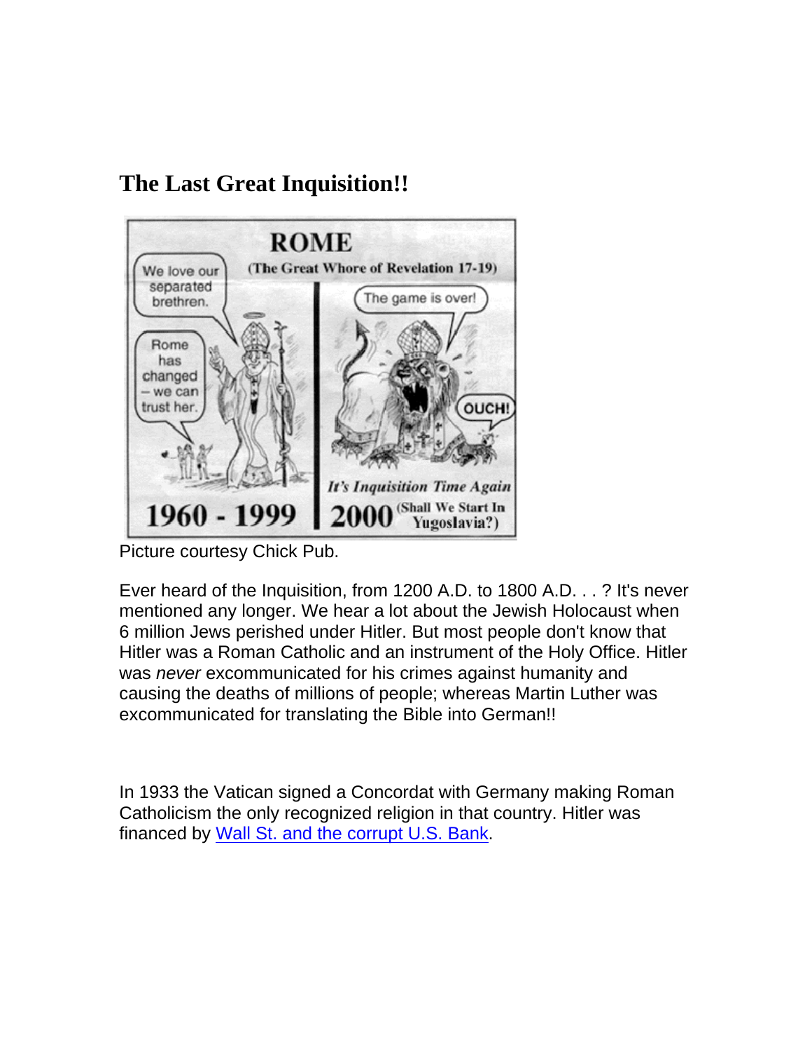# The Last Great Inquisition!!

Picture courtesy Chick Pub.

Ever heard of the Inquisition, from 1200 A.D. to 1800 A.D. . . ? It's never mentioned any longer. We hear a lot about the Jewish Holocaust when 6 million Jews perished under Hitler. But most people don't know that Hitler was a Roman Catholic and an instrument of the Holy Office. Hitler was *never* excommunicated for his crimes against humanity and causing the deaths of millions of people; whereas Martin Luther was excommunicated for translating the Bible into German!!

In 1933 the Vatican signed a Concordat with Germany making Roman Catholicism the only recognized religion in that country. Hitler was financed by Wall St. and the corrupt U.S. Bank.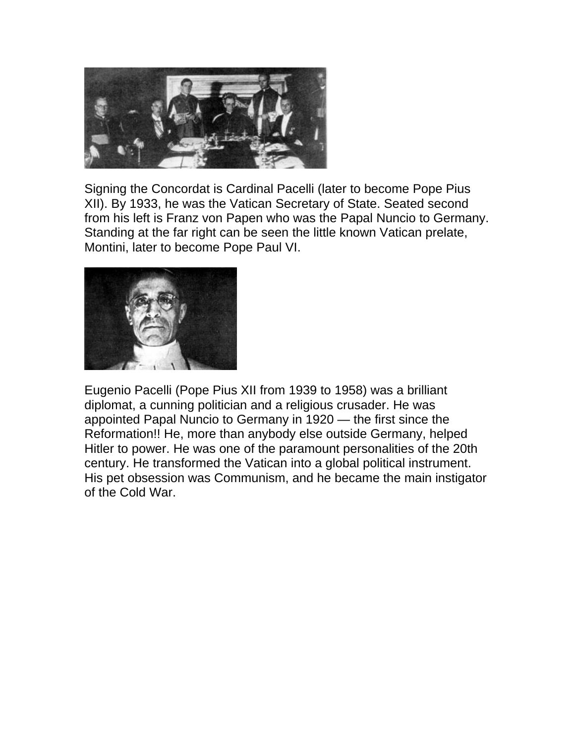Signing the Concordat is Cardinal Pacelli (later to become Pope Pius XII). By 1933, he was the Vatican Secretary of State. Seated second from his left is Franz von Papen who was the Papal Nuncio to Germany. Standing at the far right can be seen the little known Vatican prelate, Montini, later to become Pope Paul VI.

Eugenio Pacelli (Pope Pius XII from 1939 to 1958) was a brilliant diplomat, a cunning politician and a religious crusader. He was appointed Papal Nuncio to Germany in 1920 — the first since the Reformation!! He, more than anybody else outside Germany, helped Hitler to power. He was one of the paramount personalities of the 20th century. He transformed the Vatican into a global political instrument. His pet obsession was Communism, and he became the main instigator of the Cold War.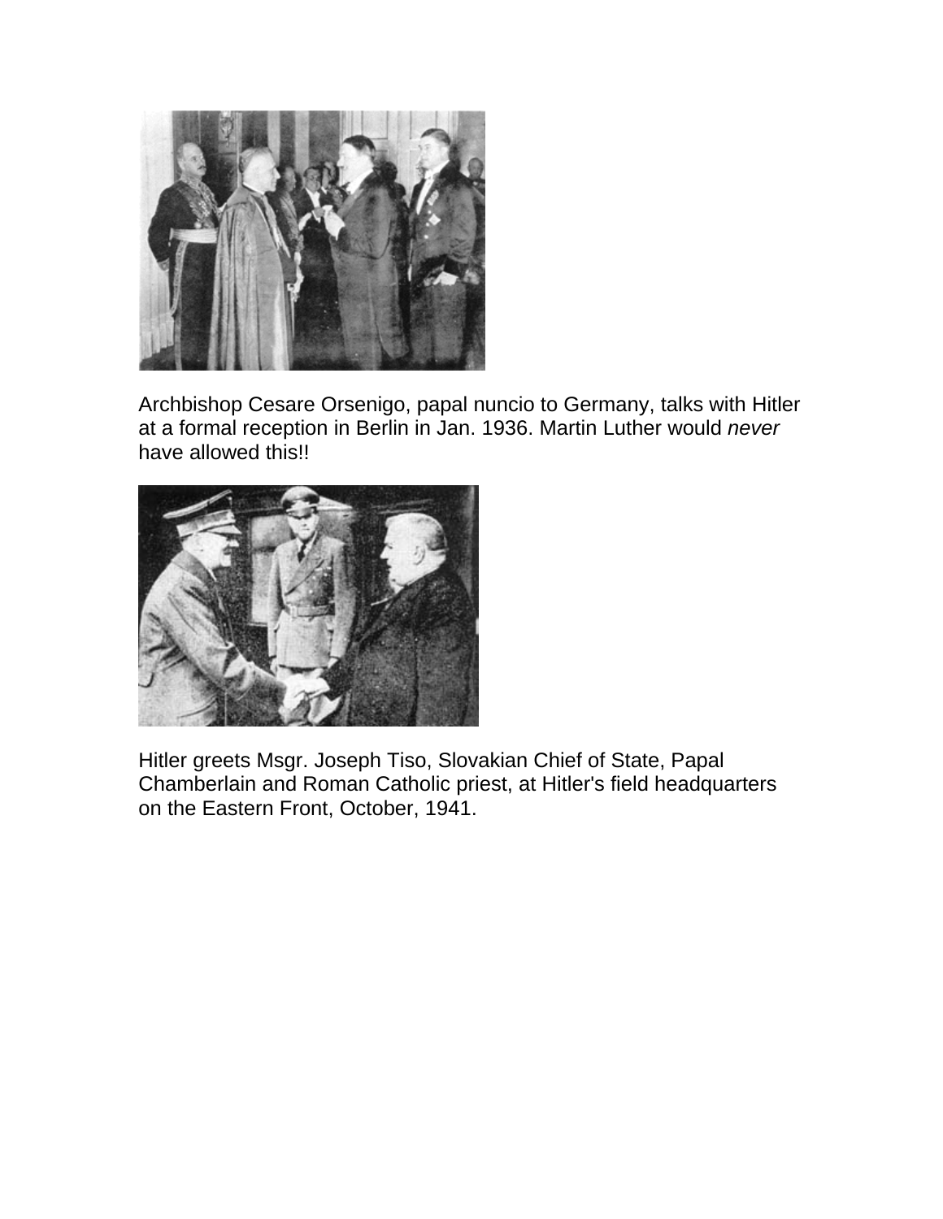Archbishop Cesare Orsenigo, papal nuncio to Germany, talks with Hitler at a formal reception in Berlin in Jan. 1936. Martin Luther would *never* have allowed this!!

Hitler greets Msgr. Joseph Tiso, Slovakian Chief of State, Papal Chamberlain and Roman Catholic priest, at Hitler's field headquarters on the Eastern Front, October, 1941.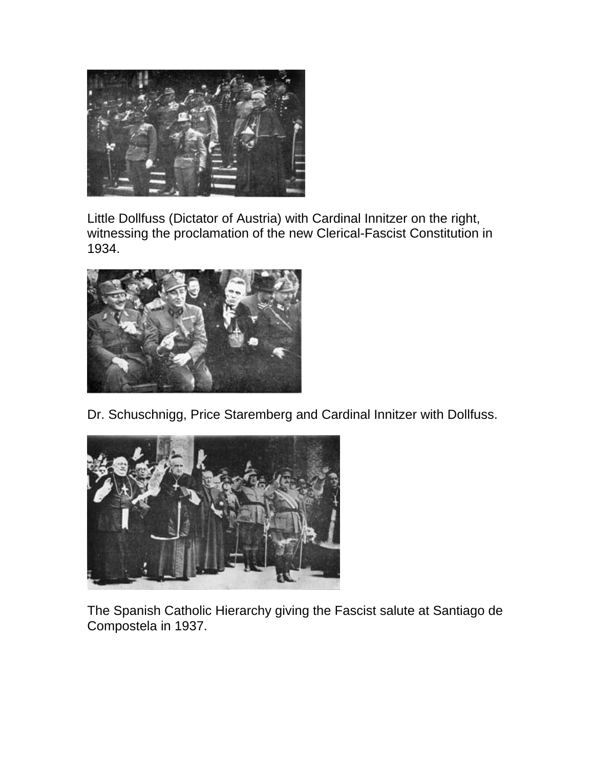Little Dollfuss (Dictator of Austria) with Cardinal Innitzer on the right, witnessing the proclamation of the new Clerical-Fascist Constitution in 1934.

Dr. Schuschnigg, Price Staremberg and Cardinal Innitzer with Dollfuss.

The Spanish Catholic Hierarchy giving the Fascist salute at Santiago de Compostela in 1937.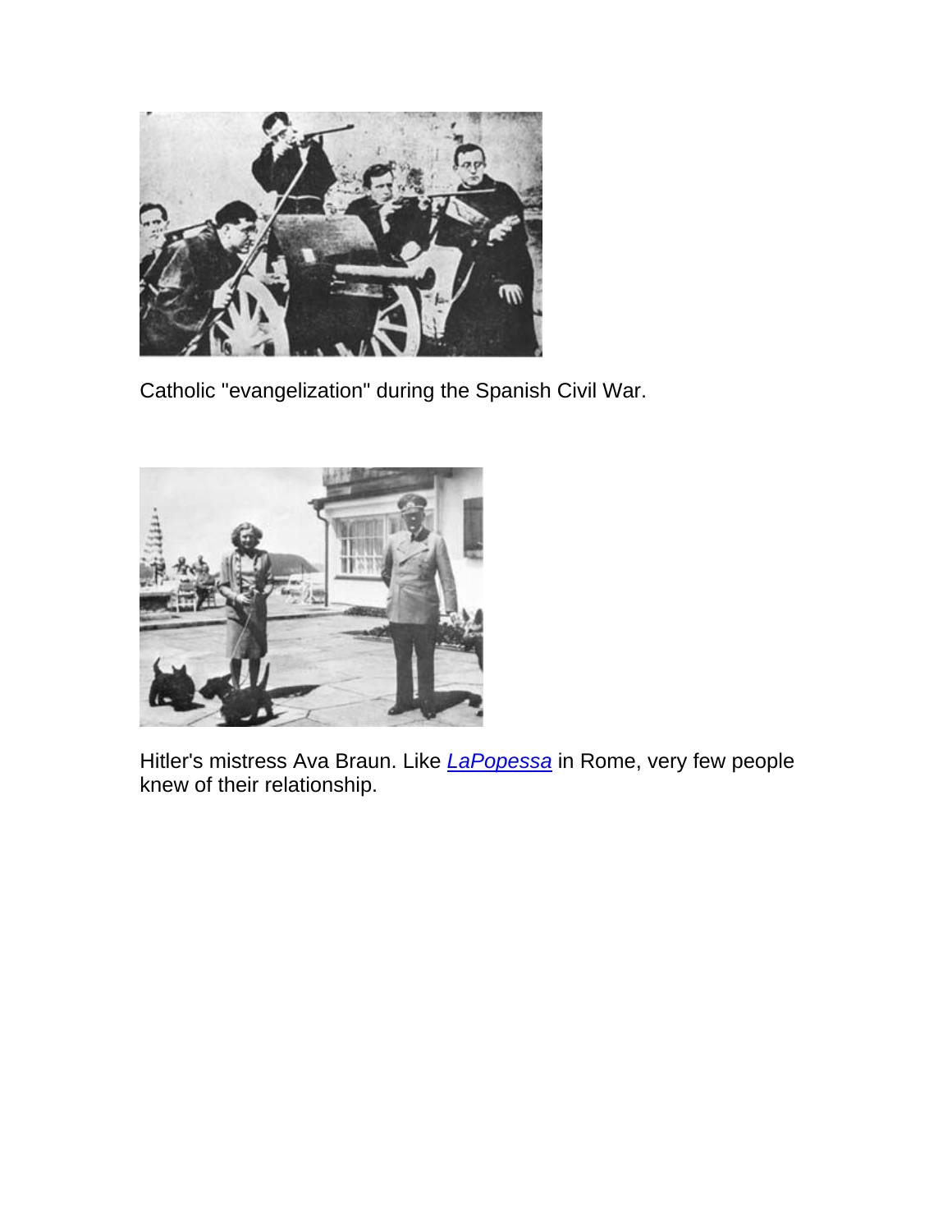Catholic "evangelization" during the Spanish Civil War.

Hitler's mistress Ava Braun. Like *LaPopessa* in Rome, very few people knew of their relationship.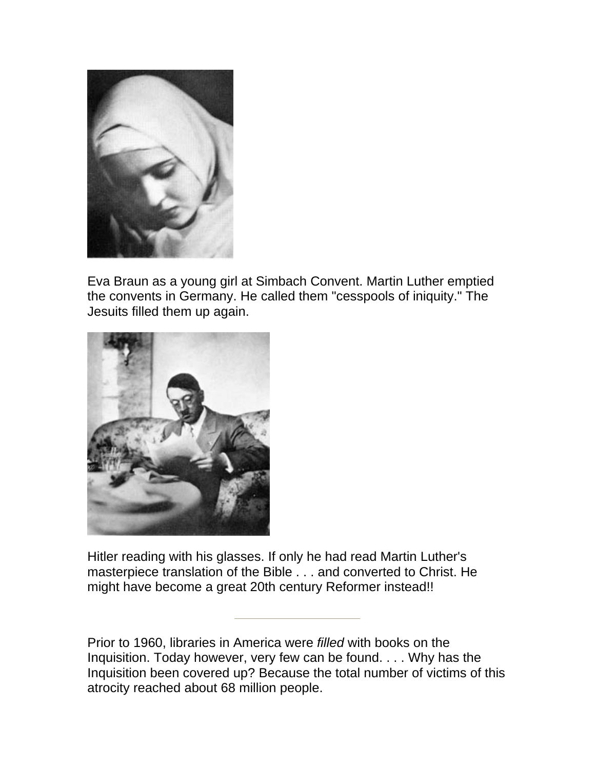Eva Braun as a young girl at Simbach Convent. Martin Luther emptied the convents in Germany. He called them "cesspools of iniquity." The Jesuits filled them up again.

Hitler reading with his glasses. If only he had read Martin Luther's masterpiece translation of the Bible . . . and converted to Christ. He might have become a great 20th century Reformer instead!!

---

Prior to 1960, libraries in America were *filled* with books on the Inquisition. Today however, very few can be found. . . . Why has the Inquisition been covered up? Because the total number of victims of this atrocity reached about 68 million people.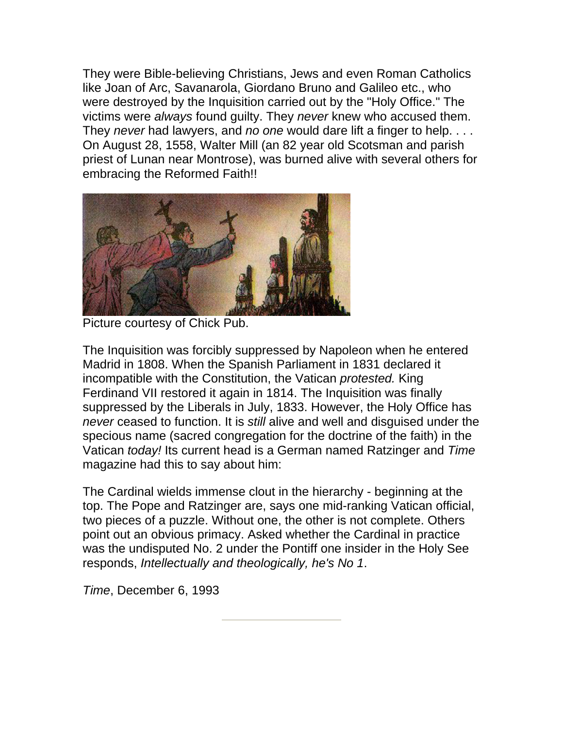They were Bible-believing Christians, Jews and even Roman Catholics like Joan of Arc, Savanarola, Giordano Bruno and Galileo etc., who were destroyed by the Inquisition carried out by the "Holy Office." The victims were *always* found guilty. They *never* knew who accused them. They *never* had lawyers, and *no one* would dare lift a finger to help. . . . On August 28, 1558, Walter Mill (an 82 year old Scotsman and parish priest of Lunan near Montrose), was burned alive with several others for embracing the Reformed Faith!!

Picture courtesy of Chick Pub.

The Inquisition was forcibly suppressed by Napoleon when he entered Madrid in 1808. When the Spanish Parliament in 1831 declared it incompatible with the Constitution, the Vatican *protested.* King Ferdinand VII restored it again in 1814. The Inquisition was finally suppressed by the Liberals in July, 1833. However, the Holy Office has *never* ceased to function. It is *still* alive and well and disguised under the specious name (sacred congregation for the doctrine of the faith) in the Vatican *today!* Its current head is a German named Ratzinger and *Time* magazine had this to say about him:

The Cardinal wields immense clout in the hierarchy - beginning at the top. The Pope and Ratzinger are, says one mid-ranking Vatican official, two pieces of a puzzle. Without one, the other is not complete. Others point out an obvious primacy. Asked whether the Cardinal in practice was the undisputed No. 2 under the Pontiff one insider in the Holy See responds, *Intellectually and theologically, he's No 1*.

*Time*, December 6, 1993

---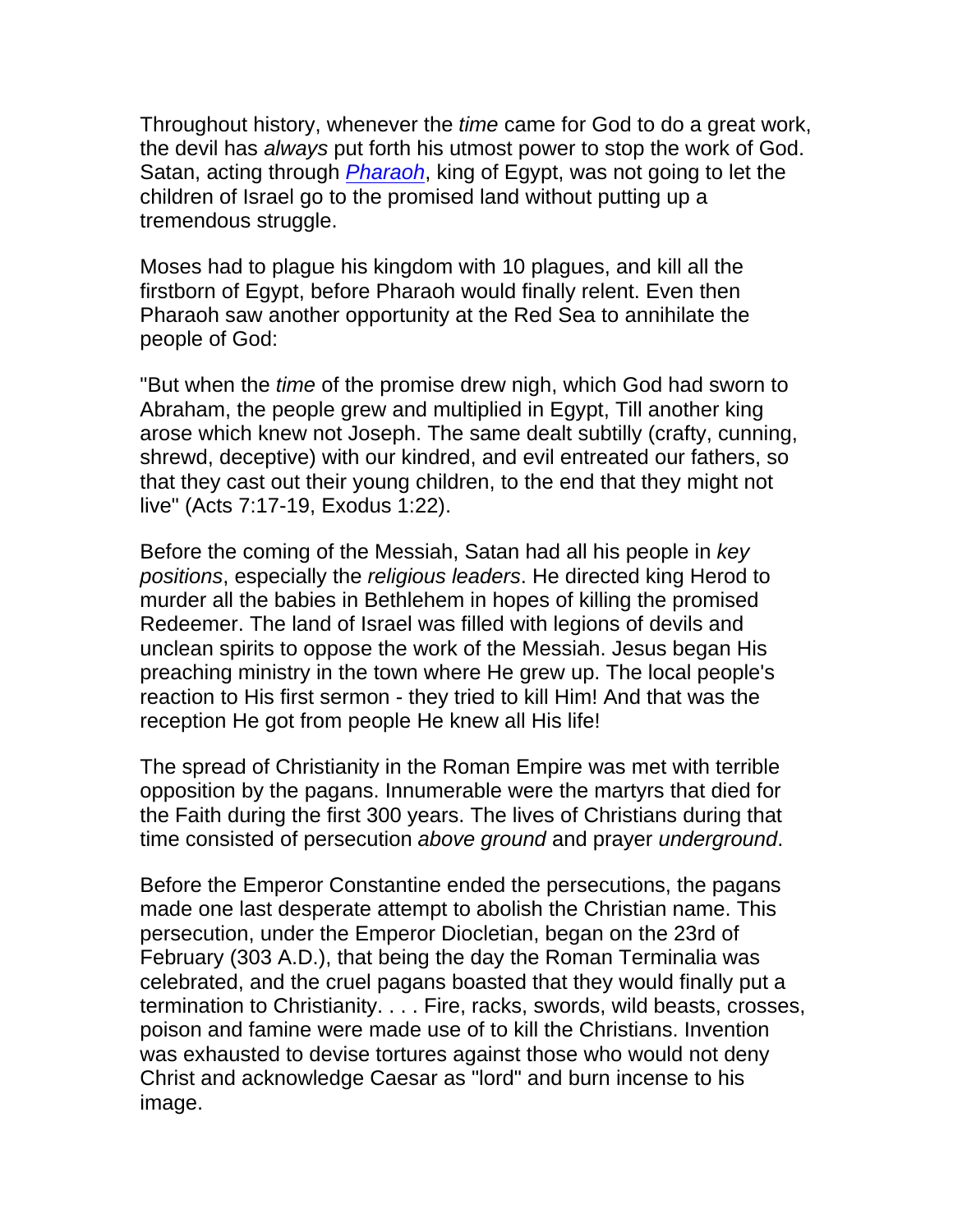Throughout history, whenever the *time* came for God to do a great work, the devil has *always* put forth his utmost power to stop the work of God. Satan, acting through [*Pharaoh*](), king of Egypt, was not going to let the children of Israel go to the promised land without putting up a tremendous struggle.

Moses had to plague his kingdom with 10 plagues, and kill all the firstborn of Egypt, before Pharaoh would finally relent. Even then Pharaoh saw another opportunity at the Red Sea to annihilate the people of God:

"But when the *time* of the promise drew nigh, which God had sworn to Abraham, the people grew and multiplied in Egypt, Till another king arose which knew not Joseph. The same dealt subtilly (crafty, cunning, shrewd, deceptive) with our kindred, and evil entreated our fathers, so that they cast out their young children, to the end that they might not live" (Acts 7:17-19, Exodus 1:22).

Before the coming of the Messiah, Satan had all his people in *key positions*, especially the *religious leaders*. He directed king Herod to murder all the babies in Bethlehem in hopes of killing the promised Redeemer. The land of Israel was filled with legions of devils and unclean spirits to oppose the work of the Messiah. Jesus began His preaching ministry in the town where He grew up. The local people's reaction to His first sermon - they tried to kill Him! And that was the reception He got from people He knew all His life!

The spread of Christianity in the Roman Empire was met with terrible opposition by the pagans. Innumerable were the martyrs that died for the Faith during the first 300 years. The lives of Christians during that time consisted of persecution *above ground* and prayer *underground*.

Before the Emperor Constantine ended the persecutions, the pagans made one last desperate attempt to abolish the Christian name. This persecution, under the Emperor Diocletian, began on the 23rd of February (303 A.D.), that being the day the Roman Terminalia was celebrated, and the cruel pagans boasted that they would finally put a termination to Christianity. . . . Fire, racks, swords, wild beasts, crosses, poison and famine were made use of to kill the Christians. Invention was exhausted to devise tortures against those who would not deny Christ and acknowledge Caesar as "lord" and burn incense to his image.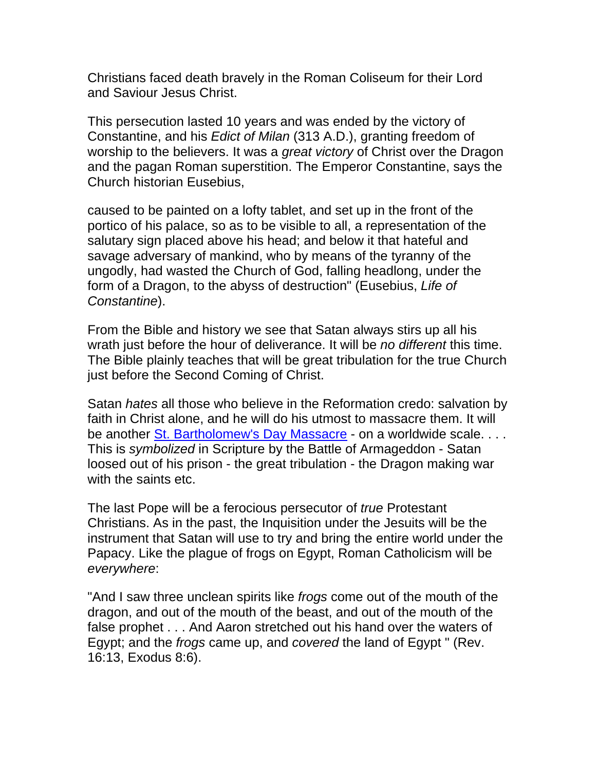Christians faced death bravely in the Roman Coliseum for their Lord and Saviour Jesus Christ.

This persecution lasted 10 years and was ended by the victory of Constantine, and his *Edict of Milan* (313 A.D.), granting freedom of worship to the believers. It was a *great victory* of Christ over the Dragon and the pagan Roman superstition. The Emperor Constantine, says the Church historian Eusebius,

caused to be painted on a lofty tablet, and set up in the front of the portico of his palace, so as to be visible to all, a representation of the salutary sign placed above his head; and below it that hateful and savage adversary of mankind, who by means of the tyranny of the ungodly, had wasted the Church of God, falling headlong, under the form of a Dragon, to the abyss of destruction" (Eusebius, *Life of Constantine*).

From the Bible and history we see that Satan always stirs up all his wrath just before the hour of deliverance. It will be *no different* this time. The Bible plainly teaches that will be great tribulation for the true Church just before the Second Coming of Christ.

Satan *hates* all those who believe in the Reformation credo: salvation by faith in Christ alone, and he will do his utmost to massacre them. It will be another St. Bartholomew's Day Massacre - on a worldwide scale. . . . This is *symbolized* in Scripture by the Battle of Armageddon - Satan loosed out of his prison - the great tribulation - the Dragon making war with the saints etc.

The last Pope will be a ferocious persecutor of *true* Protestant Christians. As in the past, the Inquisition under the Jesuits will be the instrument that Satan will use to try and bring the entire world under the Papacy. Like the plague of frogs on Egypt, Roman Catholicism will be *everywhere*:

"And I saw three unclean spirits like *frogs* come out of the mouth of the dragon, and out of the mouth of the beast, and out of the mouth of the false prophet . . . And Aaron stretched out his hand over the waters of Egypt; and the *frogs* came up, and *covered* the land of Egypt " (Rev. 16:13, Exodus 8:6).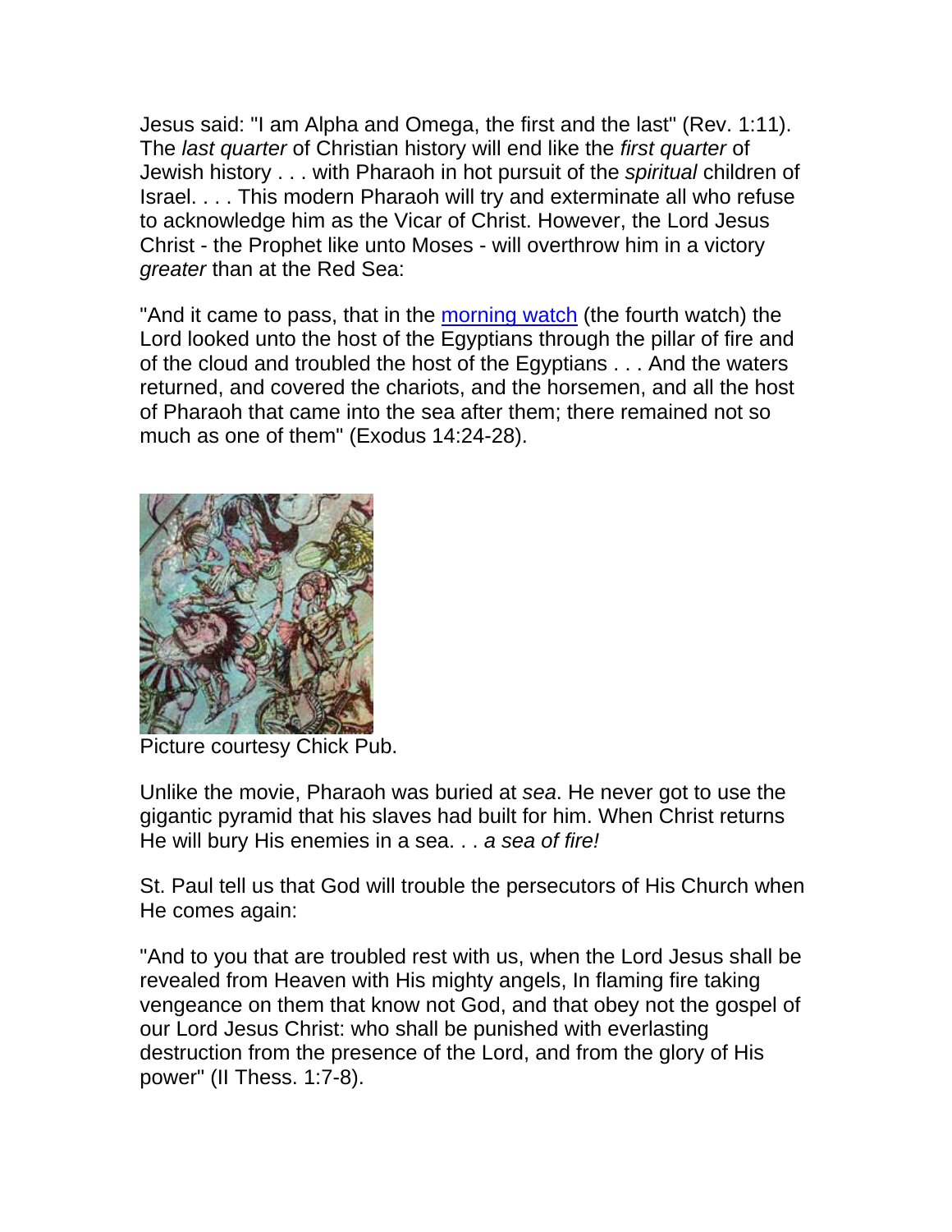Jesus said: "I am Alpha and Omega, the first and the last" (Rev. 1:11). The *last quarter* of Christian history will end like the *first quarter* of Jewish history . . . with Pharaoh in hot pursuit of the *spiritual* children of Israel. . . . This modern Pharaoh will try and exterminate all who refuse to acknowledge him as the Vicar of Christ. However, the Lord Jesus Christ - the Prophet like unto Moses - will overthrow him in a victory *greater* than at the Red Sea:

"And it came to pass, that in the morning watch (the fourth watch) the Lord looked unto the host of the Egyptians through the pillar of fire and of the cloud and troubled the host of the Egyptians . . . And the waters returned, and covered the chariots, and the horsemen, and all the host of Pharaoh that came into the sea after them; there remained not so much as one of them" (Exodus 14:24-28).

Picture courtesy Chick Pub.

Unlike the movie, Pharaoh was buried at *sea*. He never got to use the gigantic pyramid that his slaves had built for him. When Christ returns He will bury His enemies in a sea. . . *a sea of fire!*

St. Paul tell us that God will trouble the persecutors of His Church when He comes again:

"And to you that are troubled rest with us, when the Lord Jesus shall be revealed from Heaven with His mighty angels, In flaming fire taking vengeance on them that know not God, and that obey not the gospel of our Lord Jesus Christ: who shall be punished with everlasting destruction from the presence of the Lord, and from the glory of His power" (II Thess. 1:7-8).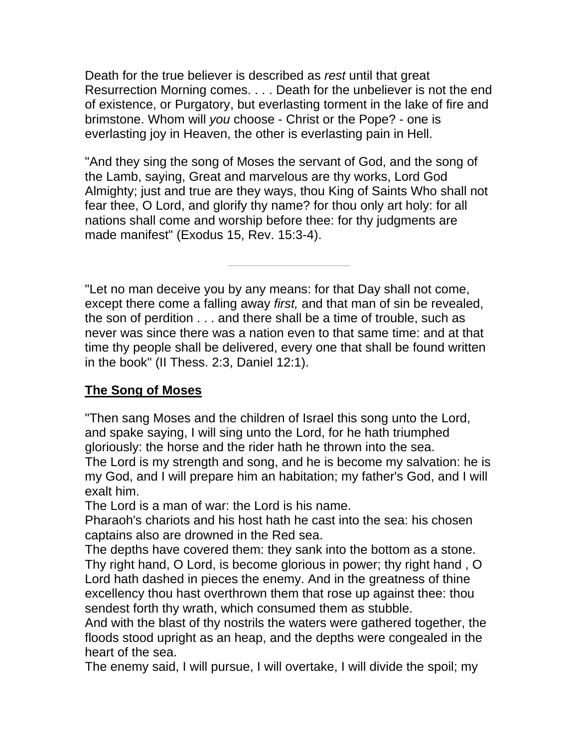Death for the true believer is described as *rest* until that great Resurrection Morning comes. . . . Death for the unbeliever is not the end of existence, or Purgatory, but everlasting torment in the lake of fire and brimstone. Whom will *you* choose - Christ or the Pope? - one is everlasting joy in Heaven, the other is everlasting pain in Hell.

"And they sing the song of Moses the servant of God, and the song of the Lamb, saying, Great and marvelous are thy works, Lord God Almighty; just and true are they ways, thou King of Saints Who shall not fear thee, O Lord, and glorify thy name? for thou only art holy: for all nations shall come and worship before thee: for thy judgments are made manifest" (Exodus 15, Rev. 15:3-4).

---

"Let no man deceive you by any means: for that Day shall not come, except there come a falling away *first,* and that man of sin be revealed, the son of perdition . . . and there shall be a time of trouble, such as never was since there was a nation even to that same time: and at that time thy people shall be delivered, every one that shall be found written in the book" (II Thess. 2:3, Daniel 12:1).

**The Song of Moses**

"Then sang Moses and the children of Israel this song unto the Lord, and spake saying, I will sing unto the Lord, for he hath triumphed gloriously: the horse and the rider hath he thrown into the sea.
The Lord is my strength and song, and he is become my salvation: he is my God, and I will prepare him an habitation; my father's God, and I will exalt him.
The Lord is a man of war: the Lord is his name.
Pharaoh's chariots and his host hath he cast into the sea: his chosen captains also are drowned in the Red sea.
The depths have covered them: they sank into the bottom as a stone.
Thy right hand, O Lord, is become glorious in power; thy right hand , O Lord hath dashed in pieces the enemy. And in the greatness of thine excellency thou hast overthrown them that rose up against thee: thou sendest forth thy wrath, which consumed them as stubble.
And with the blast of thy nostrils the waters were gathered together, the floods stood upright as an heap, and the depths were congealed in the heart of the sea.
The enemy said, I will pursue, I will overtake, I will divide the spoil; my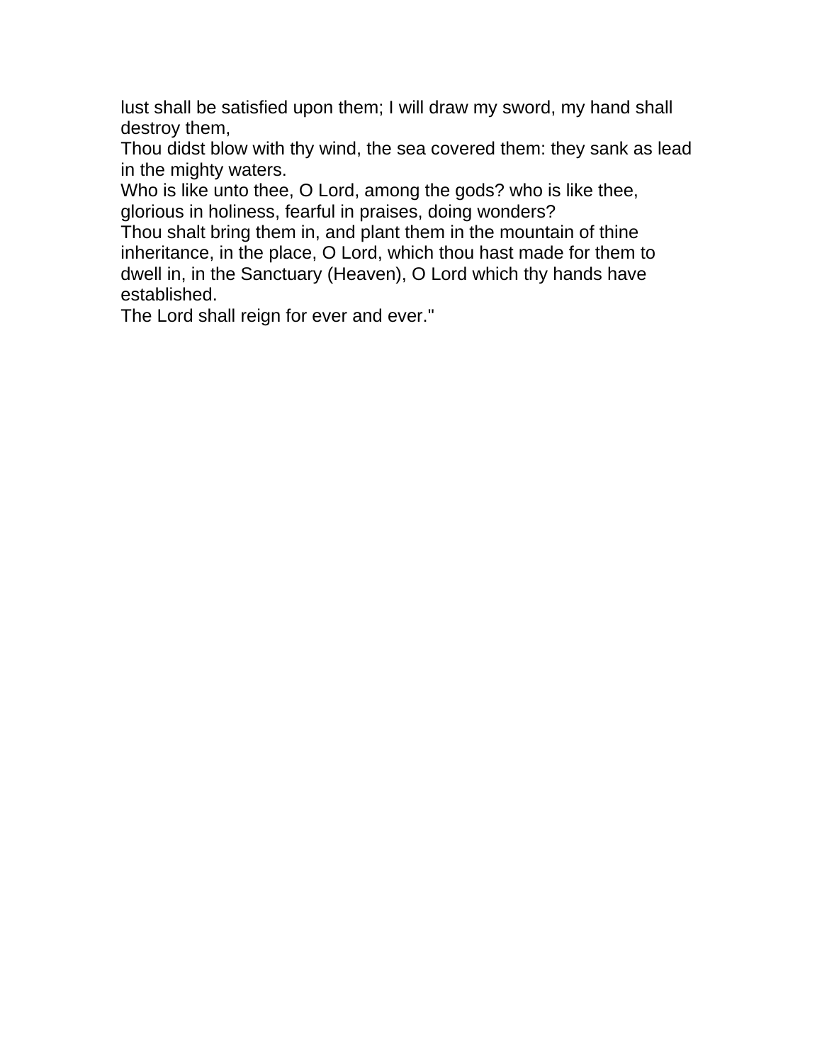lust shall be satisfied upon them; I will draw my sword, my hand shall destroy them,
Thou didst blow with thy wind, the sea covered them: they sank as lead in the mighty waters.
Who is like unto thee, O Lord, among the gods? who is like thee, glorious in holiness, fearful in praises, doing wonders?
Thou shalt bring them in, and plant them in the mountain of thine inheritance, in the place, O Lord, which thou hast made for them to dwell in, in the Sanctuary (Heaven), O Lord which thy hands have established.
The Lord shall reign for ever and ever."